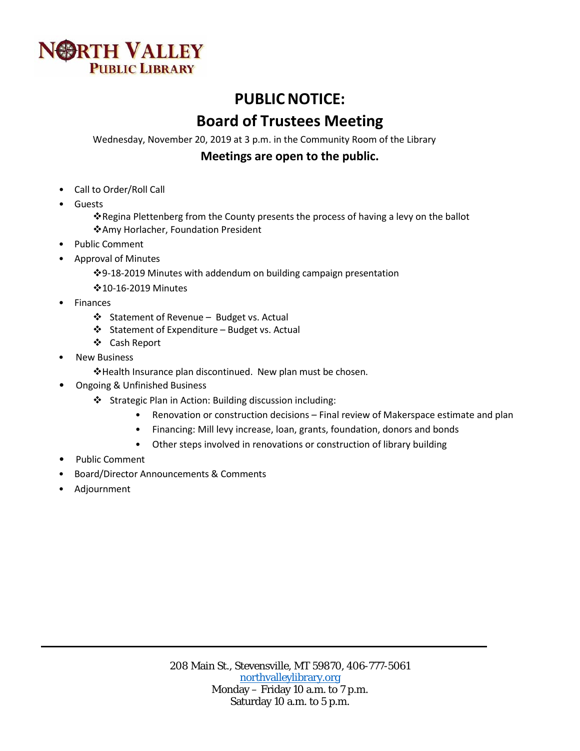NORTH VALLEY
PUBLIC LIBRARY

# PUBLIC NOTICE:

# Board of Trustees Meeting

Wednesday, November 20, 2019 at 3 p.m. in the Community Room of the Library

**Meetings are open to the public.**

- Call to Order/Roll Call
- Guests
  - ❖Regina Plettenberg from the County presents the process of having a levy on the ballot
  - ❖Amy Horlacher, Foundation President
- Public Comment
- Approval of Minutes
  - ❖9-18-2019 Minutes with addendum on building campaign presentation
  - ❖10-16-2019 Minutes
- Finances
  - ❖ Statement of Revenue – Budget vs. Actual
  - ❖ Statement of Expenditure – Budget vs. Actual
  - ❖ Cash Report
- New Business
  - ❖Health Insurance plan discontinued. New plan must be chosen.
- Ongoing & Unfinished Business
  - ❖ Strategic Plan in Action: Building discussion including:
    - Renovation or construction decisions – Final review of Makerspace estimate and plan
    - Financing: Mill levy increase, loan, grants, foundation, donors and bonds
    - Other steps involved in renovations or construction of library building
- Public Comment
- Board/Director Announcements & Comments
- Adjournment

---

208 Main St., Stevensville, MT 59870, 406-777-5061
northvalleylibrary.org
Monday – Friday 10 a.m. to 7 p.m.
Saturday 10 a.m. to 5 p.m.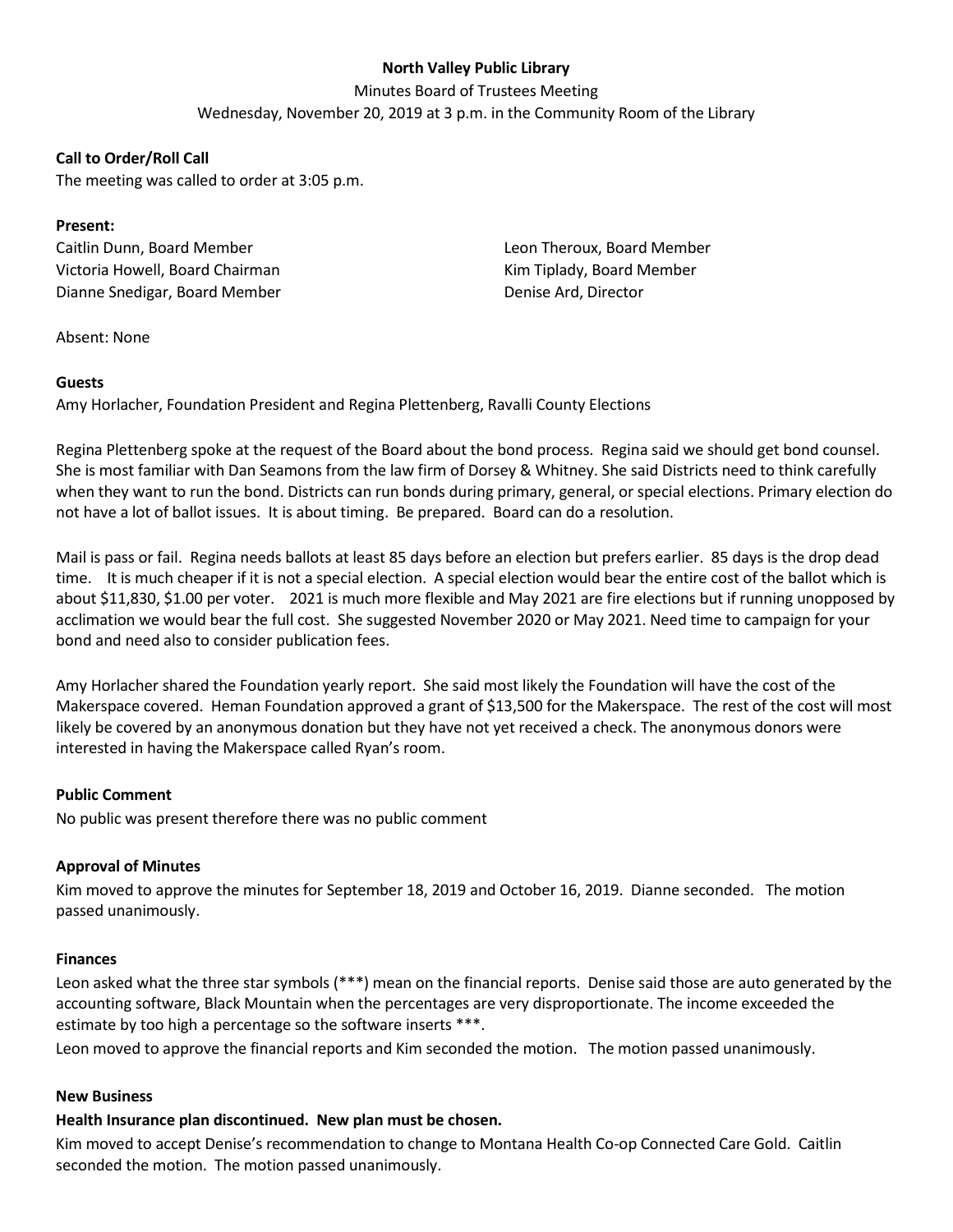**North Valley Public Library**

Minutes Board of Trustees Meeting

Wednesday, November 20, 2019 at 3 p.m. in the Community Room of the Library

**Call to Order/Roll Call**

The meeting was called to order at 3:05 p.m.

**Present:**

Caitlin Dunn, Board Member
Victoria Howell, Board Chairman
Dianne Snedigar, Board Member
Leon Theroux, Board Member
Kim Tiplady, Board Member
Denise Ard, Director

Absent: None

**Guests**

Amy Horlacher, Foundation President and Regina Plettenberg, Ravalli County Elections

Regina Plettenberg spoke at the request of the Board about the bond process. Regina said we should get bond counsel. She is most familiar with Dan Seamons from the law firm of Dorsey & Whitney. She said Districts need to think carefully when they want to run the bond. Districts can run bonds during primary, general, or special elections. Primary election do not have a lot of ballot issues. It is about timing. Be prepared. Board can do a resolution.

Mail is pass or fail. Regina needs ballots at least 85 days before an election but prefers earlier. 85 days is the drop dead time. It is much cheaper if it is not a special election. A special election would bear the entire cost of the ballot which is about $11,830, $1.00 per voter. 2021 is much more flexible and May 2021 are fire elections but if running unopposed by acclimation we would bear the full cost. She suggested November 2020 or May 2021. Need time to campaign for your bond and need also to consider publication fees.

Amy Horlacher shared the Foundation yearly report. She said most likely the Foundation will have the cost of the Makerspace covered. Heman Foundation approved a grant of $13,500 for the Makerspace. The rest of the cost will most likely be covered by an anonymous donation but they have not yet received a check. The anonymous donors were interested in having the Makerspace called Ryan's room.

**Public Comment**

No public was present therefore there was no public comment

**Approval of Minutes**

Kim moved to approve the minutes for September 18, 2019 and October 16, 2019. Dianne seconded. The motion passed unanimously.

**Finances**

Leon asked what the three star symbols (***) mean on the financial reports. Denise said those are auto generated by the accounting software, Black Mountain when the percentages are very disproportionate. The income exceeded the estimate by too high a percentage so the software inserts ***.

Leon moved to approve the financial reports and Kim seconded the motion. The motion passed unanimously.

**New Business**

**Health Insurance plan discontinued. New plan must be chosen.**

Kim moved to accept Denise's recommendation to change to Montana Health Co-op Connected Care Gold. Caitlin seconded the motion. The motion passed unanimously.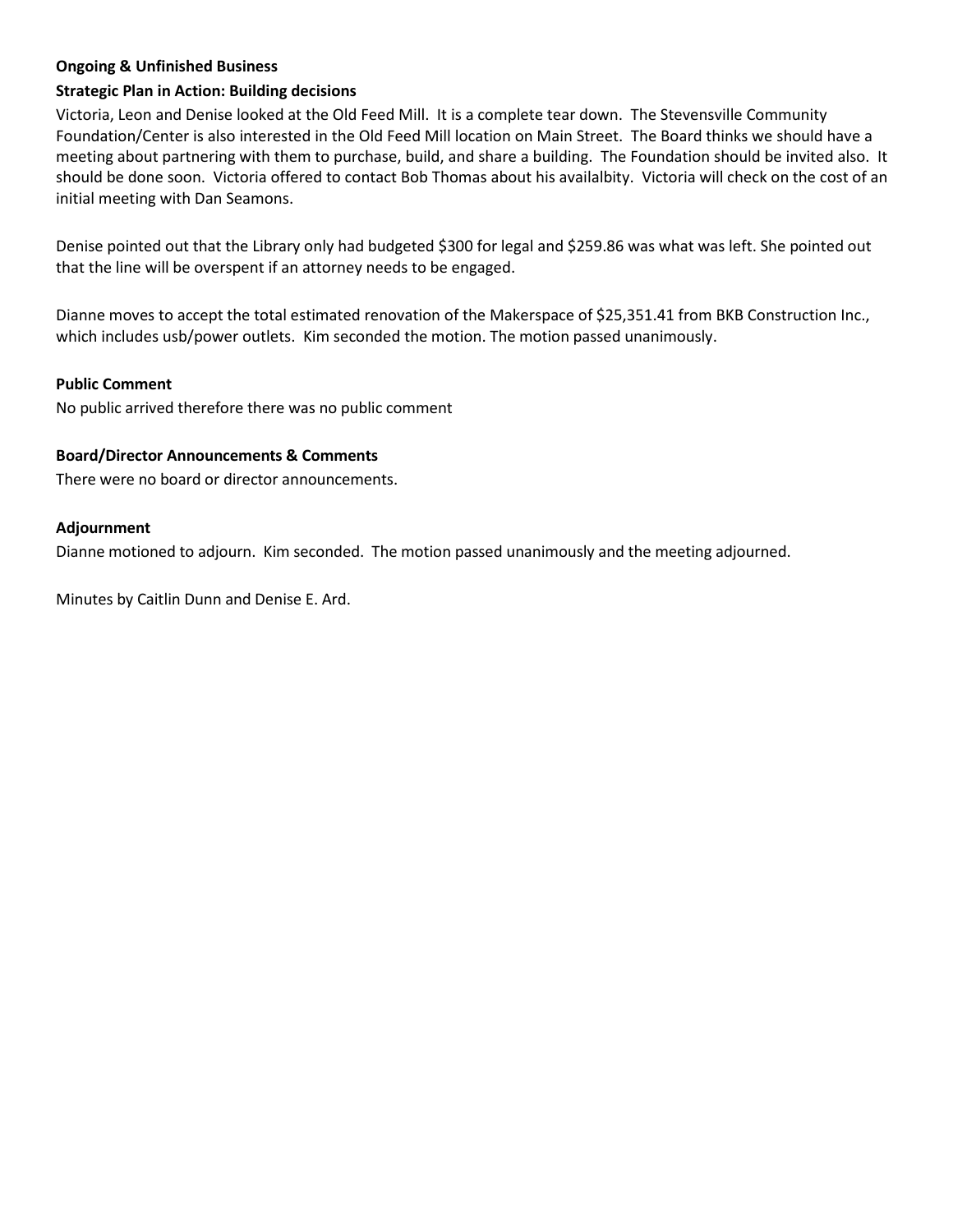**Ongoing & Unfinished Business**

**Strategic Plan in Action: Building decisions**

Victoria, Leon and Denise looked at the Old Feed Mill. It is a complete tear down. The Stevensville Community Foundation/Center is also interested in the Old Feed Mill location on Main Street. The Board thinks we should have a meeting about partnering with them to purchase, build, and share a building. The Foundation should be invited also. It should be done soon. Victoria offered to contact Bob Thomas about his availalbity. Victoria will check on the cost of an initial meeting with Dan Seamons.

Denise pointed out that the Library only had budgeted $300 for legal and $259.86 was what was left. She pointed out that the line will be overspent if an attorney needs to be engaged.

Dianne moves to accept the total estimated renovation of the Makerspace of $25,351.41 from BKB Construction Inc., which includes usb/power outlets. Kim seconded the motion. The motion passed unanimously.

**Public Comment**

No public arrived therefore there was no public comment

**Board/Director Announcements & Comments**

There were no board or director announcements.

**Adjournment**

Dianne motioned to adjourn. Kim seconded. The motion passed unanimously and the meeting adjourned.

Minutes by Caitlin Dunn and Denise E. Ard.